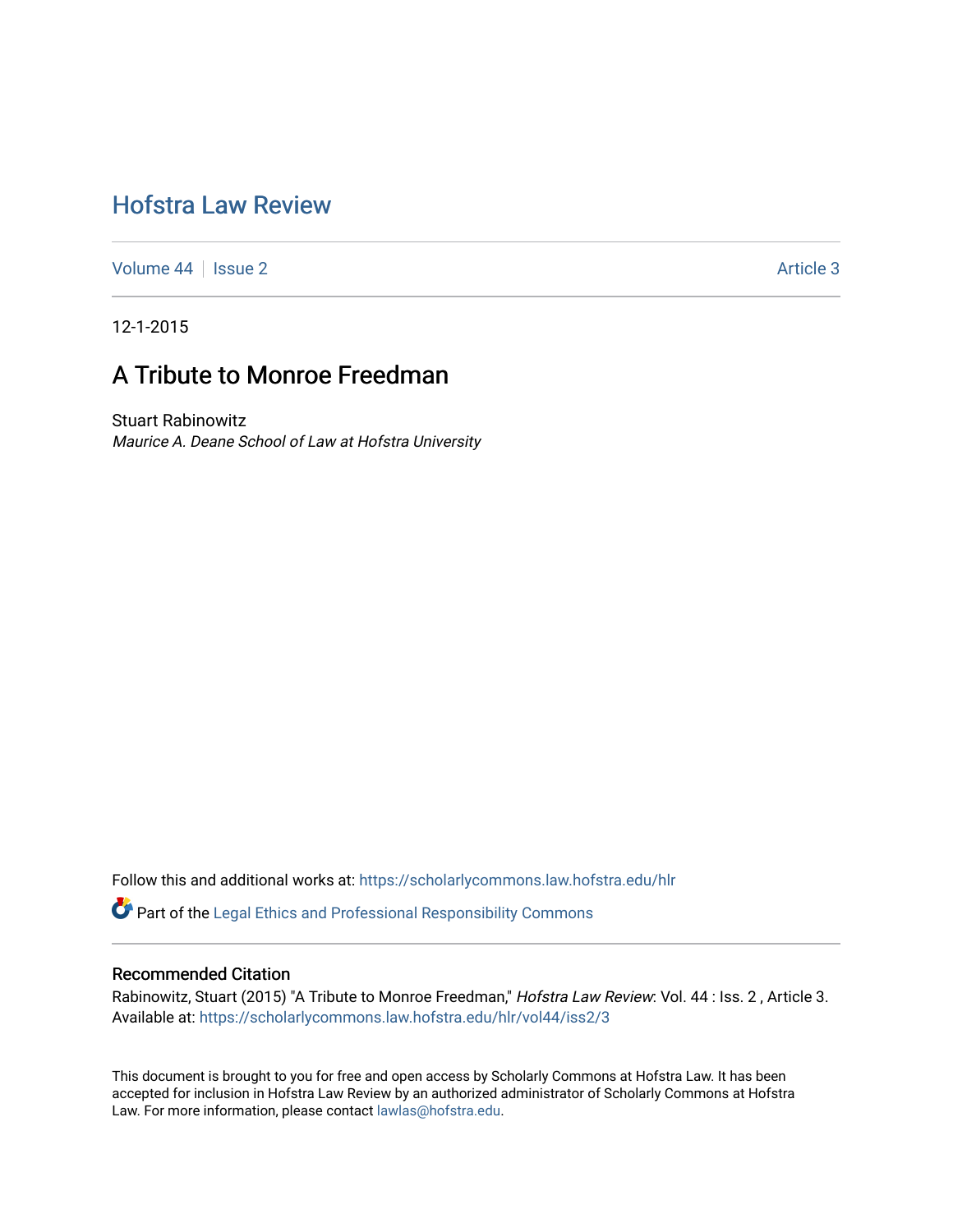# Hofstra Law Review

Volume 44 | Issue 2 | Article 3

12-1-2015

## A Tribute to Monroe Freedman

Stuart Rabinowitz
*Maurice A. Deane School of Law at Hofstra University*

Follow this and additional works at: https://scholarlycommons.law.hofstra.edu/hlr

Part of the Legal Ethics and Professional Responsibility Commons

### Recommended Citation

Rabinowitz, Stuart (2015) "A Tribute to Monroe Freedman," *Hofstra Law Review*: Vol. 44 : Iss. 2 , Article 3.
Available at: https://scholarlycommons.law.hofstra.edu/hlr/vol44/iss2/3

This document is brought to you for free and open access by Scholarly Commons at Hofstra Law. It has been accepted for inclusion in Hofstra Law Review by an authorized administrator of Scholarly Commons at Hofstra Law. For more information, please contact lawlas@hofstra.edu.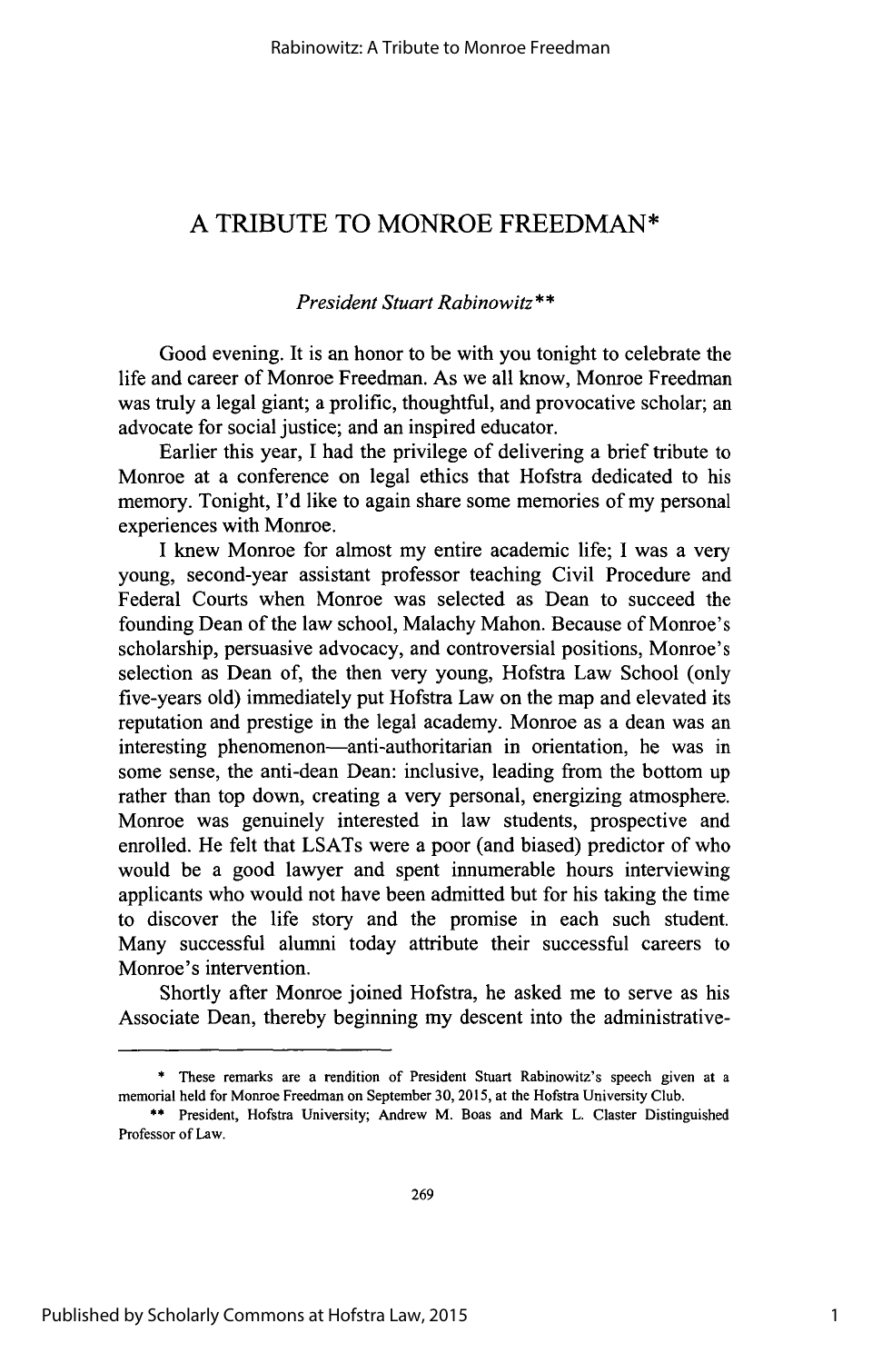# A TRIBUTE TO MONROE FREEDMAN*

*President Stuart Rabinowitz***

Good evening. It is an honor to be with you tonight to celebrate the life and career of Monroe Freedman. As we all know, Monroe Freedman was truly a legal giant; a prolific, thoughtful, and provocative scholar; an advocate for social justice; and an inspired educator.

Earlier this year, I had the privilege of delivering a brief tribute to Monroe at a conference on legal ethics that Hofstra dedicated to his memory. Tonight, I'd like to again share some memories of my personal experiences with Monroe.

I knew Monroe for almost my entire academic life; I was a very young, second-year assistant professor teaching Civil Procedure and Federal Courts when Monroe was selected as Dean to succeed the founding Dean of the law school, Malachy Mahon. Because of Monroe's scholarship, persuasive advocacy, and controversial positions, Monroe's selection as Dean of, the then very young, Hofstra Law School (only five-years old) immediately put Hofstra Law on the map and elevated its reputation and prestige in the legal academy. Monroe as a dean was an interesting phenomenon—anti-authoritarian in orientation, he was in some sense, the anti-dean Dean: inclusive, leading from the bottom up rather than top down, creating a very personal, energizing atmosphere. Monroe was genuinely interested in law students, prospective and enrolled. He felt that LSATs were a poor (and biased) predictor of who would be a good lawyer and spent innumerable hours interviewing applicants who would not have been admitted but for his taking the time to discover the life story and the promise in each such student. Many successful alumni today attribute their successful careers to Monroe's intervention.

Shortly after Monroe joined Hofstra, he asked me to serve as his Associate Dean, thereby beginning my descent into the administrative-

---

\* These remarks are a rendition of President Stuart Rabinowitz's speech given at a memorial held for Monroe Freedman on September 30, 2015, at the Hofstra University Club.

\*\* President, Hofstra University; Andrew M. Boas and Mark L. Claster Distinguished Professor of Law.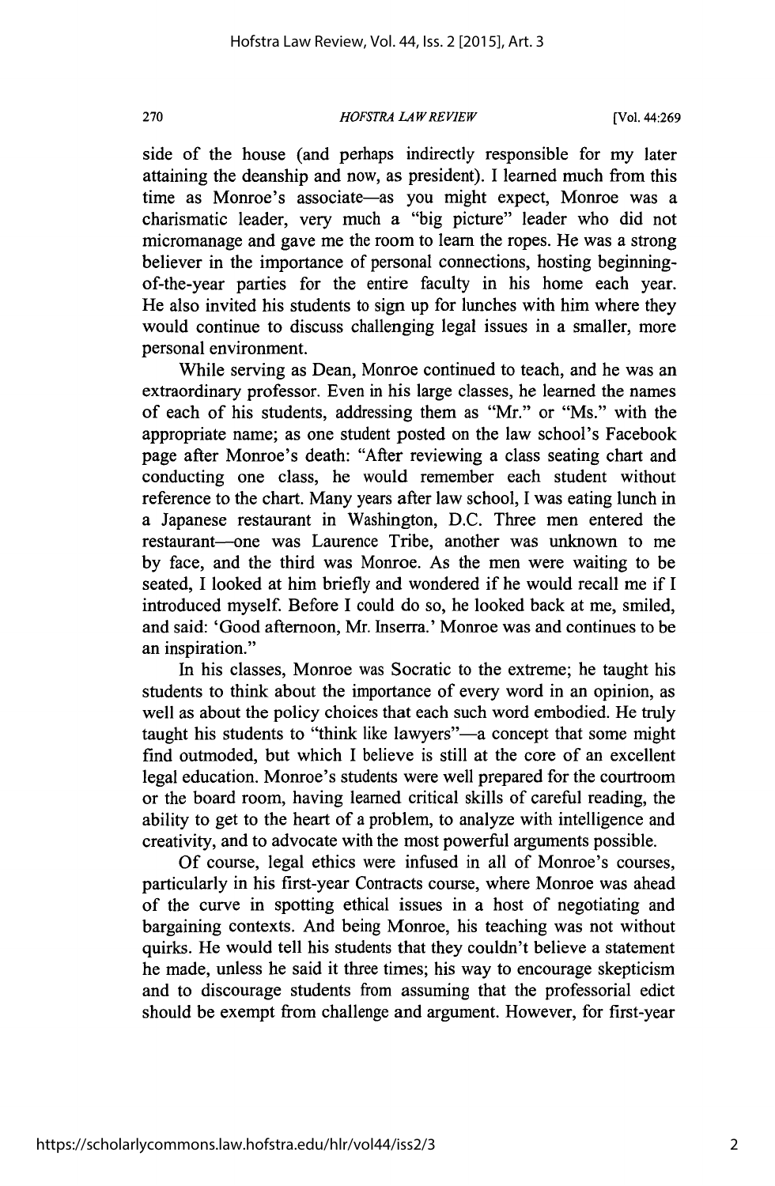side of the house (and perhaps indirectly responsible for my later attaining the deanship and now, as president). I learned much from this time as Monroe's associate—as you might expect, Monroe was a charismatic leader, very much a "big picture" leader who did not micromanage and gave me the room to learn the ropes. He was a strong believer in the importance of personal connections, hosting beginning-of-the-year parties for the entire faculty in his home each year. He also invited his students to sign up for lunches with him where they would continue to discuss challenging legal issues in a smaller, more personal environment.

While serving as Dean, Monroe continued to teach, and he was an extraordinary professor. Even in his large classes, he learned the names of each of his students, addressing them as "Mr." or "Ms." with the appropriate name; as one student posted on the law school's Facebook page after Monroe's death: "After reviewing a class seating chart and conducting one class, he would remember each student without reference to the chart. Many years after law school, I was eating lunch in a Japanese restaurant in Washington, D.C. Three men entered the restaurant—one was Laurence Tribe, another was unknown to me by face, and the third was Monroe. As the men were waiting to be seated, I looked at him briefly and wondered if he would recall me if I introduced myself. Before I could do so, he looked back at me, smiled, and said: 'Good afternoon, Mr. Inserra.' Monroe was and continues to be an inspiration."

In his classes, Monroe was Socratic to the extreme; he taught his students to think about the importance of every word in an opinion, as well as about the policy choices that each such word embodied. He truly taught his students to "think like lawyers"—a concept that some might find outmoded, but which I believe is still at the core of an excellent legal education. Monroe's students were well prepared for the courtroom or the board room, having learned critical skills of careful reading, the ability to get to the heart of a problem, to analyze with intelligence and creativity, and to advocate with the most powerful arguments possible.

Of course, legal ethics were infused in all of Monroe's courses, particularly in his first-year Contracts course, where Monroe was ahead of the curve in spotting ethical issues in a host of negotiating and bargaining contexts. And being Monroe, his teaching was not without quirks. He would tell his students that they couldn't believe a statement he made, unless he said it three times; his way to encourage skepticism and to discourage students from assuming that the professorial edict should be exempt from challenge and argument. However, for first-year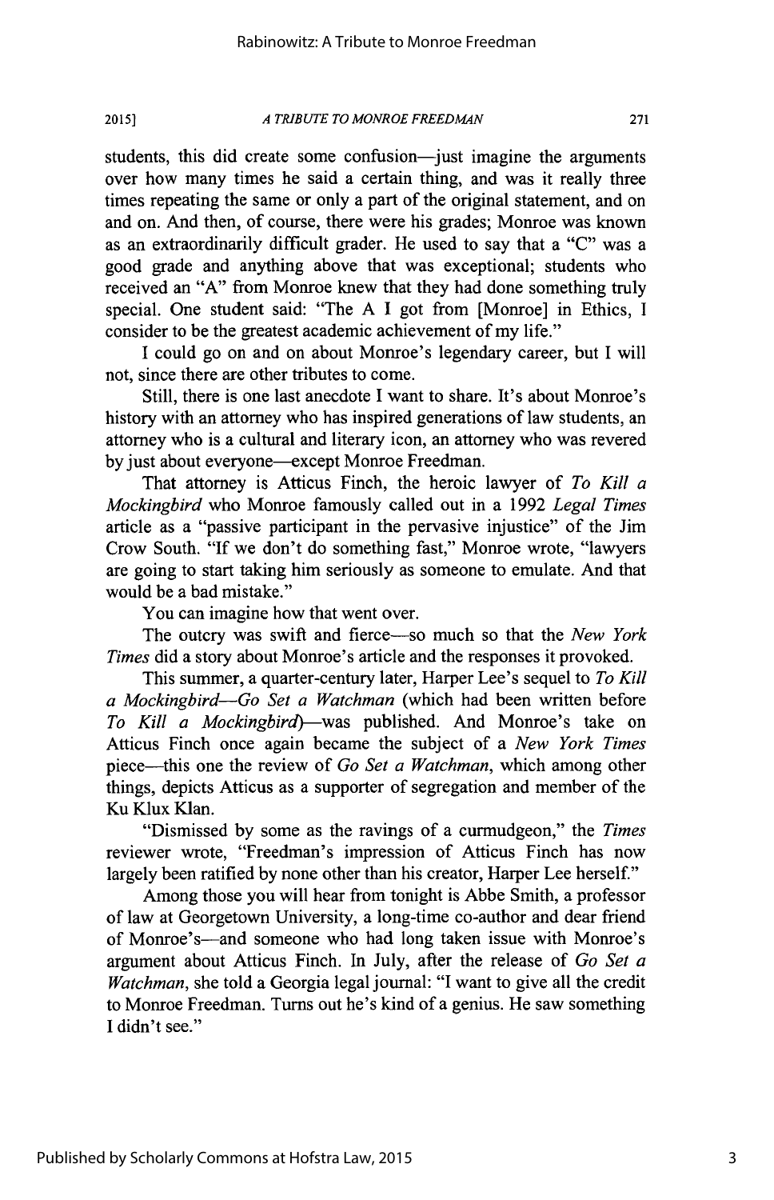students, this did create some confusion—just imagine the arguments over how many times he said a certain thing, and was it really three times repeating the same or only a part of the original statement, and on and on. And then, of course, there were his grades; Monroe was known as an extraordinarily difficult grader. He used to say that a "C" was a good grade and anything above that was exceptional; students who received an "A" from Monroe knew that they had done something truly special. One student said: "The A I got from [Monroe] in Ethics, I consider to be the greatest academic achievement of my life."

I could go on and on about Monroe's legendary career, but I will not, since there are other tributes to come.

Still, there is one last anecdote I want to share. It's about Monroe's history with an attorney who has inspired generations of law students, an attorney who is a cultural and literary icon, an attorney who was revered by just about everyone—except Monroe Freedman.

That attorney is Atticus Finch, the heroic lawyer of *To Kill a Mockingbird* who Monroe famously called out in a 1992 *Legal Times* article as a "passive participant in the pervasive injustice" of the Jim Crow South. "If we don't do something fast," Monroe wrote, "lawyers are going to start taking him seriously as someone to emulate. And that would be a bad mistake."

You can imagine how that went over.

The outcry was swift and fierce—so much so that the *New York Times* did a story about Monroe's article and the responses it provoked.

This summer, a quarter-century later, Harper Lee's sequel to *To Kill a Mockingbird*—*Go Set a Watchman* (which had been written before *To Kill a Mockingbird*)—was published. And Monroe's take on Atticus Finch once again became the subject of a *New York Times* piece—this one the review of *Go Set a Watchman*, which among other things, depicts Atticus as a supporter of segregation and member of the Ku Klux Klan.

"Dismissed by some as the ravings of a curmudgeon," the *Times* reviewer wrote, "Freedman's impression of Atticus Finch has now largely been ratified by none other than his creator, Harper Lee herself."

Among those you will hear from tonight is Abbe Smith, a professor of law at Georgetown University, a long-time co-author and dear friend of Monroe's—and someone who had long taken issue with Monroe's argument about Atticus Finch. In July, after the release of *Go Set a Watchman*, she told a Georgia legal journal: "I want to give all the credit to Monroe Freedman. Turns out he's kind of a genius. He saw something I didn't see."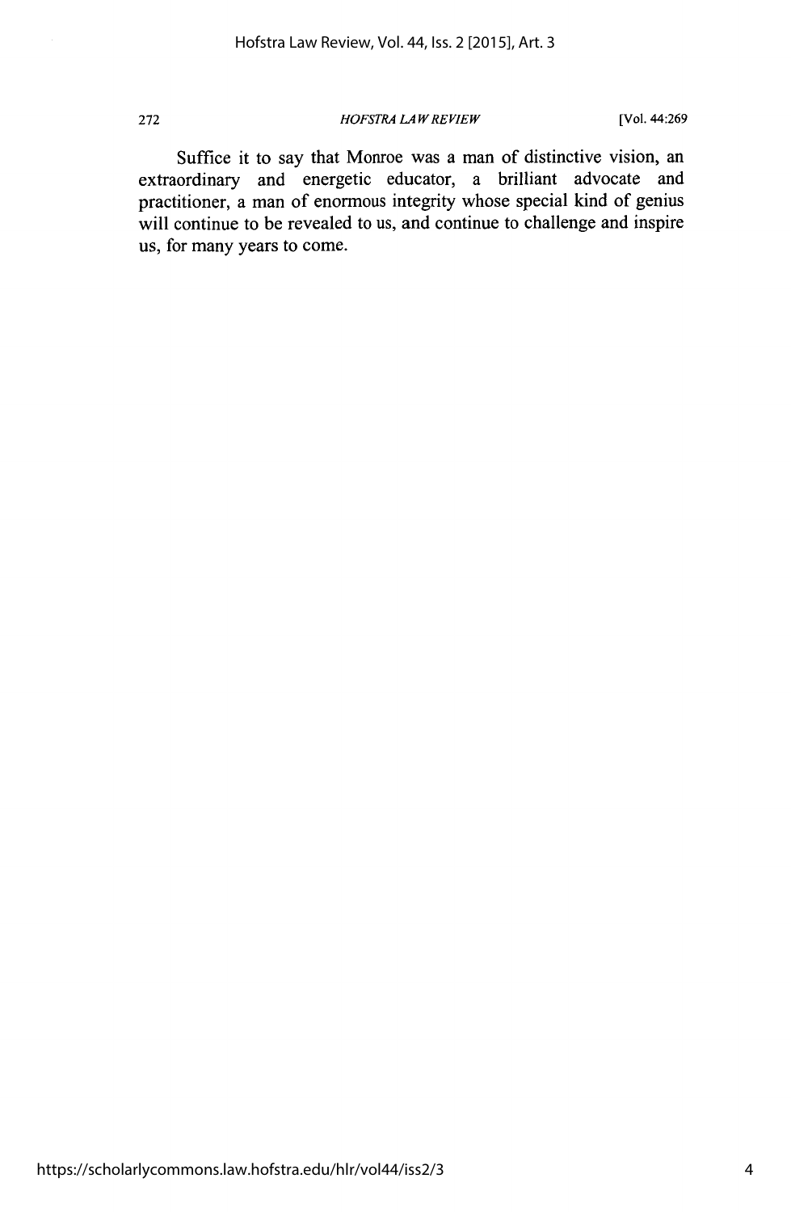Suffice it to say that Monroe was a man of distinctive vision, an extraordinary and energetic educator, a brilliant advocate and practitioner, a man of enormous integrity whose special kind of genius will continue to be revealed to us, and continue to challenge and inspire us, for many years to come.